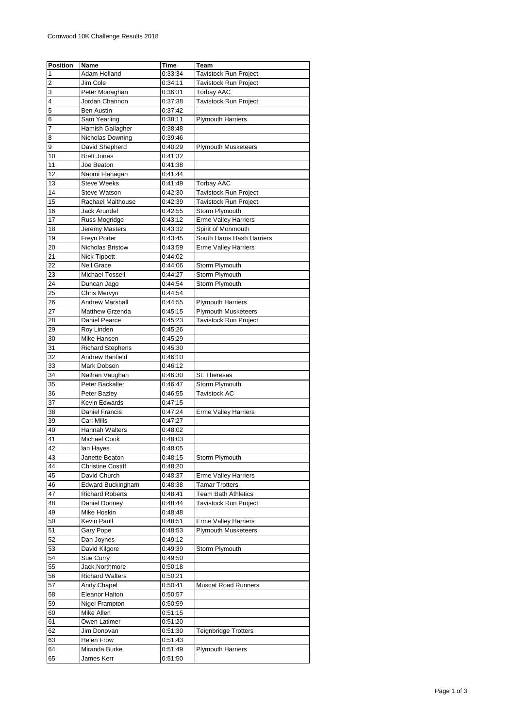Cornwood 10K Challenge Results 2018

| Position | Name | Time | Team |
|---|---|---|---|
| 1 | Adam Holland | 0:33:34 | Tavistock Run Project |
| 2 | Jim Cole | 0:34:11 | Tavistock Run Project |
| 3 | Peter Monaghan | 0:36:31 | Torbay AAC |
| 4 | Jordan Channon | 0:37:38 | Tavistock Run Project |
| 5 | Ben Austin | 0:37:42 | |
| 6 | Sam Yearling | 0:38:11 | Plymouth Harriers |
| 7 | Hamish Gallagher | 0:38:48 | |
| 8 | Nicholas Downing | 0:39:46 | |
| 9 | David Shepherd | 0:40:29 | Plymouth Musketeers |
| 10 | Brett Jones | 0:41:32 | |
| 11 | Joe Beaton | 0:41:38 | |
| 12 | Naomi Flanagan | 0:41:44 | |
| 13 | Steve Weeks | 0:41:49 | Torbay AAC |
| 14 | Steve Watson | 0:42:30 | Tavistock Run Project |
| 15 | Rachael Malthouse | 0:42:39 | Tavistock Run Project |
| 16 | Jack Arundel | 0:42:55 | Storm Plymouth |
| 17 | Russ Mogridge | 0:43:12 | Erme Valley Harriers |
| 18 | Jeremy Masters | 0:43:32 | Spirit of Monmouth |
| 19 | Freyn Porter | 0:43:45 | South Hams Hash Harriers |
| 20 | Nicholas Bristow | 0:43:59 | Erme Valley Harriers |
| 21 | Nick Tippett | 0:44:02 | |
| 22 | Neil Grace | 0:44:06 | Storm Plymouth |
| 23 | Michael Tossell | 0:44:27 | Storm Plymouth |
| 24 | Duncan Jago | 0:44:54 | Storm Plymouth |
| 25 | Chris Mervyn | 0:44:54 | |
| 26 | Andrew Marshall | 0:44:55 | Plymouth Harriers |
| 27 | Matthew Grzenda | 0:45:15 | Plymouth Musketeers |
| 28 | Daniel Pearce | 0:45:23 | Tavistock Run Project |
| 29 | Roy Linden | 0:45:26 | |
| 30 | Mike Hansen | 0:45:29 | |
| 31 | Richard Stephens | 0:45:30 | |
| 32 | Andrew Banfield | 0:46:10 | |
| 33 | Mark Dobson | 0:46:12 | |
| 34 | Nathan Vaughan | 0:46:30 | St. Theresas |
| 35 | Peter Backaller | 0:46:47 | Storm Plymouth |
| 36 | Peter Bazley | 0:46:55 | Tavistock AC |
| 37 | Kevin Edwards | 0:47:15 | |
| 38 | Daniel Francis | 0:47:24 | Erme Valley Harriers |
| 39 | Carl Mills | 0:47:27 | |
| 40 | Hannah Walters | 0:48:02 | |
| 41 | Michael Cook | 0:48:03 | |
| 42 | Ian Hayes | 0:48:05 | |
| 43 | Janette Beaton | 0:48:15 | Storm Plymouth |
| 44 | Christine Costiff | 0:48:20 | |
| 45 | David Church | 0:48:37 | Erme Valley Harriers |
| 46 | Edward Buckingham | 0:48:38 | Tamar Trotters |
| 47 | Richard Roberts | 0:48:41 | Team Bath Athletics |
| 48 | Daniel Dooney | 0:48:44 | Tavistock Run Project |
| 49 | Mike Hoskin | 0:48:48 | |
| 50 | Kevin Paull | 0:48:51 | Erme Valley Harriers |
| 51 | Gary Pope | 0:48:53 | Plymouth Musketeers |
| 52 | Dan Joynes | 0:49:12 | |
| 53 | David Kilgore | 0:49:39 | Storm Plymouth |
| 54 | Sue Curry | 0:49:50 | |
| 55 | Jack Northmore | 0:50:18 | |
| 56 | Richard Walters | 0:50:21 | |
| 57 | Andy Chapel | 0:50:41 | Muscat Road Runners |
| 58 | Eleanor Halton | 0:50:57 | |
| 59 | Nigel Frampton | 0:50:59 | |
| 60 | Mike Allen | 0:51:15 | |
| 61 | Owen Latimer | 0:51:20 | |
| 62 | Jim Donovan | 0:51:30 | Teignbridge Trotters |
| 63 | Helen Frow | 0:51:43 | |
| 64 | Miranda Burke | 0:51:49 | Plymouth Harriers |
| 65 | James Kerr | 0:51:50 | |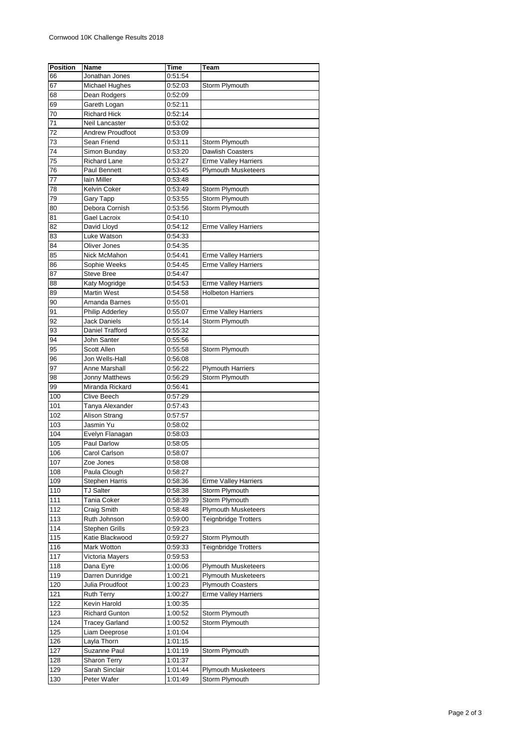Cornwood 10K Challenge Results 2018

| Position | Name | Time | Team |
|---|---|---|---|
| 66 | Jonathan Jones | 0:51:54 | |
| 67 | Michael Hughes | 0:52:03 | Storm Plymouth |
| 68 | Dean Rodgers | 0:52:09 | |
| 69 | Gareth Logan | 0:52:11 | |
| 70 | Richard Hick | 0:52:14 | |
| 71 | Neil Lancaster | 0:53:02 | |
| 72 | Andrew Proudfoot | 0:53:09 | |
| 73 | Sean Friend | 0:53:11 | Storm Plymouth |
| 74 | Simon Bunday | 0:53:20 | Dawlish Coasters |
| 75 | Richard Lane | 0:53:27 | Erme Valley Harriers |
| 76 | Paul Bennett | 0:53:45 | Plymouth Musketeers |
| 77 | Iain Miller | 0:53:48 | |
| 78 | Kelvin Coker | 0:53:49 | Storm Plymouth |
| 79 | Gary Tapp | 0:53:55 | Storm Plymouth |
| 80 | Debora Cornish | 0:53:56 | Storm Plymouth |
| 81 | Gael Lacroix | 0:54:10 | |
| 82 | David Lloyd | 0:54:12 | Erme Valley Harriers |
| 83 | Luke Watson | 0:54:33 | |
| 84 | Oliver Jones | 0:54:35 | |
| 85 | Nick McMahon | 0:54:41 | Erme Valley Harriers |
| 86 | Sophie Weeks | 0:54:45 | Erme Valley Harriers |
| 87 | Steve Bree | 0:54:47 | |
| 88 | Katy Mogridge | 0:54:53 | Erme Valley Harriers |
| 89 | Martin West | 0:54:58 | Holbeton Harriers |
| 90 | Amanda Barnes | 0:55:01 | |
| 91 | Philip Adderley | 0:55:07 | Erme Valley Harriers |
| 92 | Jack Daniels | 0:55:14 | Storm Plymouth |
| 93 | Daniel Trafford | 0:55:32 | |
| 94 | John Santer | 0:55:56 | |
| 95 | Scott Allen | 0:55:58 | Storm Plymouth |
| 96 | Jon Wells-Hall | 0:56:08 | |
| 97 | Anne Marshall | 0:56:22 | Plymouth Harriers |
| 98 | Jonny Matthews | 0:56:29 | Storm Plymouth |
| 99 | Miranda Rickard | 0:56:41 | |
| 100 | Clive Beech | 0:57:29 | |
| 101 | Tanya Alexander | 0:57:43 | |
| 102 | Alison Strang | 0:57:57 | |
| 103 | Jasmin Yu | 0:58:02 | |
| 104 | Evelyn Flanagan | 0:58:03 | |
| 105 | Paul Darlow | 0:58:05 | |
| 106 | Carol Carlson | 0:58:07 | |
| 107 | Zoe Jones | 0:58:08 | |
| 108 | Paula Clough | 0:58:27 | |
| 109 | Stephen Harris | 0:58:36 | Erme Valley Harriers |
| 110 | TJ Salter | 0:58:38 | Storm Plymouth |
| 111 | Tania Coker | 0:58:39 | Storm Plymouth |
| 112 | Craig Smith | 0:58:48 | Plymouth Musketeers |
| 113 | Ruth Johnson | 0:59:00 | Teignbridge Trotters |
| 114 | Stephen Grills | 0:59:23 | |
| 115 | Katie Blackwood | 0:59:27 | Storm Plymouth |
| 116 | Mark Wotton | 0:59:33 | Teignbridge Trotters |
| 117 | Victoria Mayers | 0:59:53 | |
| 118 | Dana Eyre | 1:00:06 | Plymouth Musketeers |
| 119 | Darren Dunridge | 1:00:21 | Plymouth Musketeers |
| 120 | Julia Proudfoot | 1:00:23 | Plymouth Coasters |
| 121 | Ruth Terry | 1:00:27 | Erme Valley Harriers |
| 122 | Kevin Harold | 1:00:35 | |
| 123 | Richard Gunton | 1:00:52 | Storm Plymouth |
| 124 | Tracey Garland | 1:00:52 | Storm Plymouth |
| 125 | Liam Deeprose | 1:01:04 | |
| 126 | Layla Thorn | 1:01:15 | |
| 127 | Suzanne Paul | 1:01:19 | Storm Plymouth |
| 128 | Sharon Terry | 1:01:37 | |
| 129 | Sarah Sinclair | 1:01:44 | Plymouth Musketeers |
| 130 | Peter Wafer | 1:01:49 | Storm Plymouth |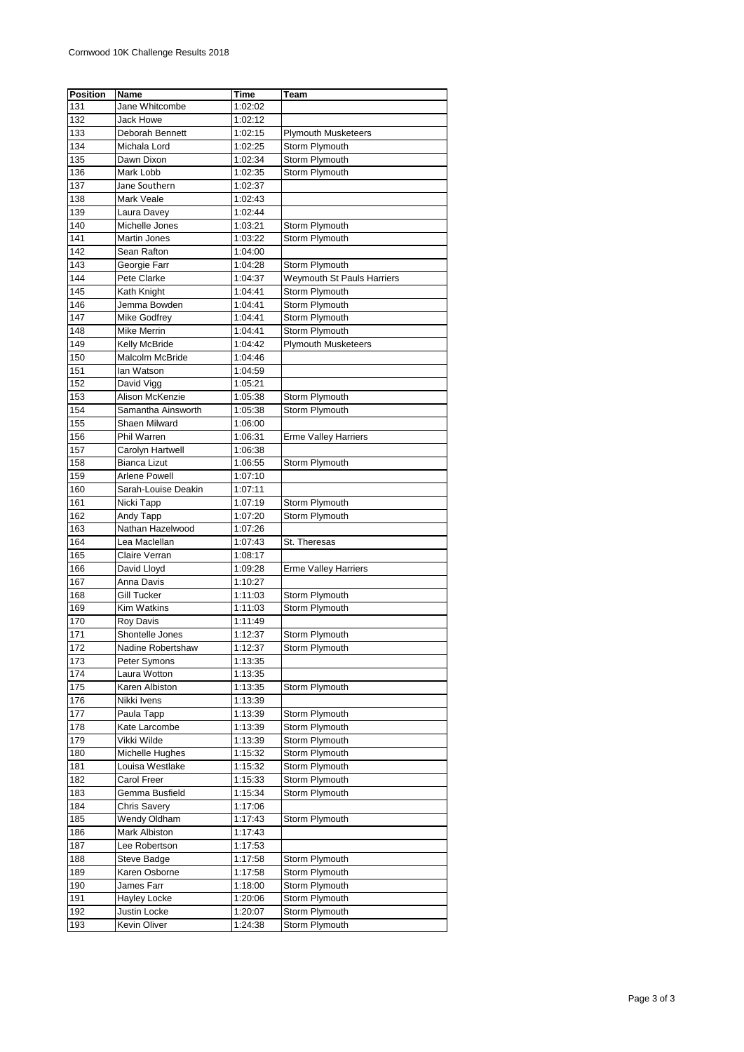Cornwood 10K Challenge Results 2018

| Position | Name | Time | Team |
|---|---|---|---|
| 131 | Jane Whitcombe | 1:02:02 | |
| 132 | Jack Howe | 1:02:12 | |
| 133 | Deborah Bennett | 1:02:15 | Plymouth Musketeers |
| 134 | Michala Lord | 1:02:25 | Storm Plymouth |
| 135 | Dawn Dixon | 1:02:34 | Storm Plymouth |
| 136 | Mark Lobb | 1:02:35 | Storm Plymouth |
| 137 | Jane Southern | 1:02:37 | |
| 138 | Mark Veale | 1:02:43 | |
| 139 | Laura Davey | 1:02:44 | |
| 140 | Michelle Jones | 1:03:21 | Storm Plymouth |
| 141 | Martin Jones | 1:03:22 | Storm Plymouth |
| 142 | Sean Rafton | 1:04:00 | |
| 143 | Georgie Farr | 1:04:28 | Storm Plymouth |
| 144 | Pete Clarke | 1:04:37 | Weymouth St Pauls Harriers |
| 145 | Kath Knight | 1:04:41 | Storm Plymouth |
| 146 | Jemma Bowden | 1:04:41 | Storm Plymouth |
| 147 | Mike Godfrey | 1:04:41 | Storm Plymouth |
| 148 | Mike Merrin | 1:04:41 | Storm Plymouth |
| 149 | Kelly McBride | 1:04:42 | Plymouth Musketeers |
| 150 | Malcolm McBride | 1:04:46 | |
| 151 | Ian Watson | 1:04:59 | |
| 152 | David Vigg | 1:05:21 | |
| 153 | Alison McKenzie | 1:05:38 | Storm Plymouth |
| 154 | Samantha Ainsworth | 1:05:38 | Storm Plymouth |
| 155 | Shaen Milward | 1:06:00 | |
| 156 | Phil Warren | 1:06:31 | Erme Valley Harriers |
| 157 | Carolyn Hartwell | 1:06:38 | |
| 158 | Bianca Lizut | 1:06:55 | Storm Plymouth |
| 159 | Arlene Powell | 1:07:10 | |
| 160 | Sarah-Louise Deakin | 1:07:11 | |
| 161 | Nicki Tapp | 1:07:19 | Storm Plymouth |
| 162 | Andy Tapp | 1:07:20 | Storm Plymouth |
| 163 | Nathan Hazelwood | 1:07:26 | |
| 164 | Lea Maclellan | 1:07:43 | St. Theresas |
| 165 | Claire Verran | 1:08:17 | |
| 166 | David Lloyd | 1:09:28 | Erme Valley Harriers |
| 167 | Anna Davis | 1:10:27 | |
| 168 | Gill Tucker | 1:11:03 | Storm Plymouth |
| 169 | Kim Watkins | 1:11:03 | Storm Plymouth |
| 170 | Roy Davis | 1:11:49 | |
| 171 | Shontelle Jones | 1:12:37 | Storm Plymouth |
| 172 | Nadine Robertshaw | 1:12:37 | Storm Plymouth |
| 173 | Peter Symons | 1:13:35 | |
| 174 | Laura Wotton | 1:13:35 | |
| 175 | Karen Albiston | 1:13:35 | Storm Plymouth |
| 176 | Nikki Ivens | 1:13:39 | |
| 177 | Paula Tapp | 1:13:39 | Storm Plymouth |
| 178 | Kate Larcombe | 1:13:39 | Storm Plymouth |
| 179 | Vikki Wilde | 1:13:39 | Storm Plymouth |
| 180 | Michelle Hughes | 1:15:32 | Storm Plymouth |
| 181 | Louisa Westlake | 1:15:32 | Storm Plymouth |
| 182 | Carol Freer | 1:15:33 | Storm Plymouth |
| 183 | Gemma Busfield | 1:15:34 | Storm Plymouth |
| 184 | Chris Savery | 1:17:06 | |
| 185 | Wendy Oldham | 1:17:43 | Storm Plymouth |
| 186 | Mark Albiston | 1:17:43 | |
| 187 | Lee Robertson | 1:17:53 | |
| 188 | Steve Badge | 1:17:58 | Storm Plymouth |
| 189 | Karen Osborne | 1:17:58 | Storm Plymouth |
| 190 | James Farr | 1:18:00 | Storm Plymouth |
| 191 | Hayley Locke | 1:20:06 | Storm Plymouth |
| 192 | Justin Locke | 1:20:07 | Storm Plymouth |
| 193 | Kevin Oliver | 1:24:38 | Storm Plymouth |